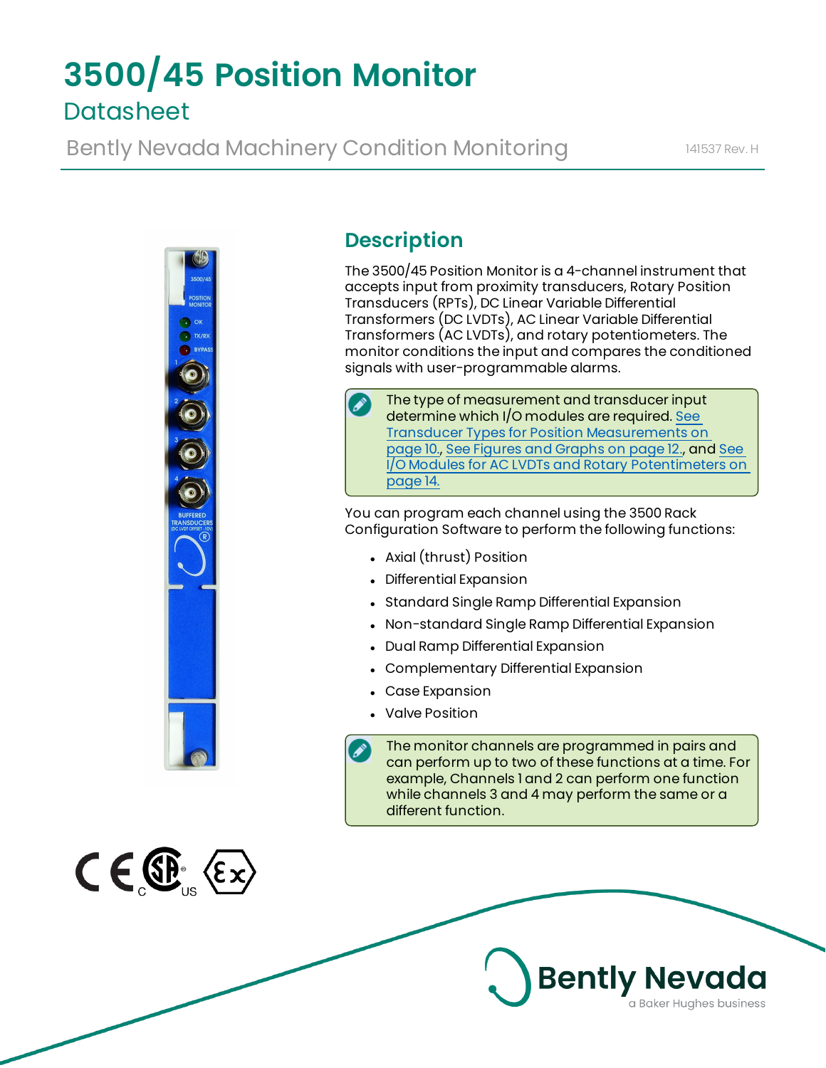# 3500/45 Position Monitor

## Datasheet

Bently Nevada Machinery Condition Monitoring

141537 Rev. H

## Description

The 3500/45 Position Monitor is a 4-channel instrument that accepts input from proximity transducers, Rotary Position Transducers (RPTs), DC Linear Variable Differential Transformers (DC LVDTs), AC Linear Variable Differential Transformers (AC LVDTs), and rotary potentiometers. The monitor conditions the input and compares the conditioned signals with user-programmable alarms.

> The type of measurement and transducer input determine which I/O modules are required. See Transducer Types for Position Measurements on page 10., See Figures and Graphs on page 12., and See I/O Modules for AC LVDTs and Rotary Potentiometers on page 14.

You can program each channel using the 3500 Rack Configuration Software to perform the following functions:

- Axial (thrust) Position
- Differential Expansion
- Standard Single Ramp Differential Expansion
- Non-standard Single Ramp Differential Expansion
- Dual Ramp Differential Expansion
- Complementary Differential Expansion
- Case Expansion
- Valve Position

> The monitor channels are programmed in pairs and can perform up to two of these functions at a time. For example, Channels 1 and 2 can perform one function while channels 3 and 4 may perform the same or a different function.

Bently Nevada
a Baker Hughes business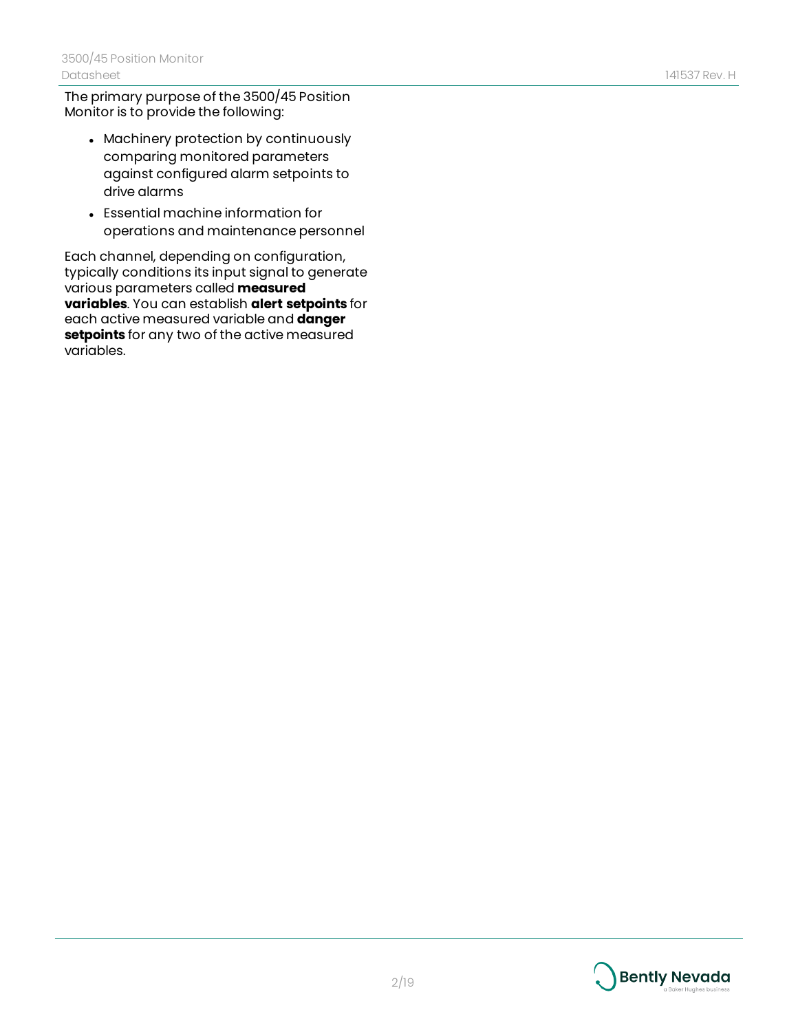The primary purpose of the 3500/45 Position Monitor is to provide the following:

- Machinery protection by continuously comparing monitored parameters against configured alarm setpoints to drive alarms
- Essential machine information for operations and maintenance personnel

Each channel, depending on configuration, typically conditions its input signal to generate various parameters called **measured variables**. You can establish **alert setpoints** for each active measured variable and **danger setpoints** for any two of the active measured variables.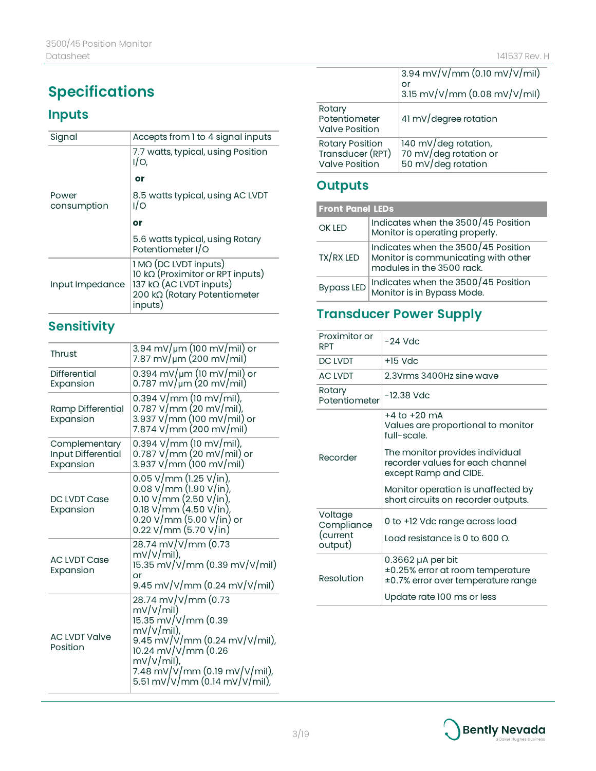# Specifications

## Inputs

| | |
|---|---|
| Signal | Accepts from 1 to 4 signal inputs |
| Power consumption | 7.7 watts, typical, using Position I/O,<br>**or**<br>8.5 watts typical, using AC LVDT I/O<br>**or**<br>5.6 watts typical, using Rotary Potentiometer I/O |
| Input Impedance | 1 MΩ (DC LVDT inputs)<br>10 kΩ (Proximitor or RPT inputs)<br>137 kΩ (AC LVDT inputs)<br>200 kΩ (Rotary Potentiometer inputs) |

## Sensitivity

| | |
|---|---|
| Thrust | 3.94 mV/μm (100 mV/mil) or<br>7.87 mV/μm (200 mV/mil) |
| Differential Expansion | 0.394 mV/μm (10 mV/mil) or<br>0.787 mV/μm (20 mV/mil) |
| Ramp Differential Expansion | 0.394 V/mm (10 mV/mil),<br>0.787 V/mm (20 mV/mil),<br>3.937 V/mm (100 mV/mil) or<br>7.874 V/mm (200 mV/mil) |
| Complementary Input Differential Expansion | 0.394 V/mm (10 mV/mil),<br>0.787 V/mm (20 mV/mil) or<br>3.937 V/mm (100 mV/mil) |
| DC LVDT Case Expansion | 0.05 V/mm (1.25 V/in),<br>0.08 V/mm (1.90 V/in),<br>0.10 V/mm (2.50 V/in),<br>0.18 V/mm (4.50 V/in),<br>0.20 V/mm (5.00 V/in) or<br>0.22 V/mm (5.70 V/in) |
| AC LVDT Case Expansion | 28.74 mV/V/mm (0.73 mV/V/mil),<br>15.35 mV/V/mm (0.39 mV/V/mil)<br>or<br>9.45 mV/V/mm (0.24 mV/V/mil) |
| AC LVDT Valve Position | 28.74 mV/V/mm (0.73 mV/V/mil)<br>15.35 mV/V/mm (0.39 mV/V/mil),<br>9.45 mV/V/mm (0.24 mV/V/mil),<br>10.24 mV/V/mm (0.26 mV/V/mil),<br>7.48 mV/V/mm (0.19 mV/V/mil),<br>5.51 mV/V/mm (0.14 mV/V/mil),<br>3.94 mV/V/mm (0.10 mV/V/mil)<br>or<br>3.15 mV/V/mm (0.08 mV/V/mil) |
| Rotary Potentiometer Valve Position | 41 mV/degree rotation |
| Rotary Position Transducer (RPT) Valve Position | 140 mV/deg rotation,<br>70 mV/deg rotation or<br>50 mV/deg rotation |

## Outputs

| Front Panel LEDs | |
|---|---|
| OK LED | Indicates when the 3500/45 Position Monitor is operating properly. |
| TX/RX LED | Indicates when the 3500/45 Position Monitor is communicating with other modules in the 3500 rack. |
| Bypass LED | Indicates when the 3500/45 Position Monitor is in Bypass Mode. |

## Transducer Power Supply

| | |
|---|---|
| Proximitor or RPT | -24 Vdc |
| DC LVDT | +15 Vdc |
| AC LVDT | 2.3Vrms 3400Hz sine wave |
| Rotary Potentiometer | -12.38 Vdc |
| Recorder | +4 to +20 mA<br>Values are proportional to monitor full-scale.<br>The monitor provides individual recorder values for each channel except Ramp and CIDE.<br>Monitor operation is unaffected by short circuits on recorder outputs. |
| Voltage Compliance (current output) | 0 to +12 Vdc range across load<br>Load resistance is 0 to 600 Ω. |
| Resolution | 0.3662 μA per bit<br>±0.25% error at room temperature<br>±0.7% error over temperature range<br>Update rate 100 ms or less |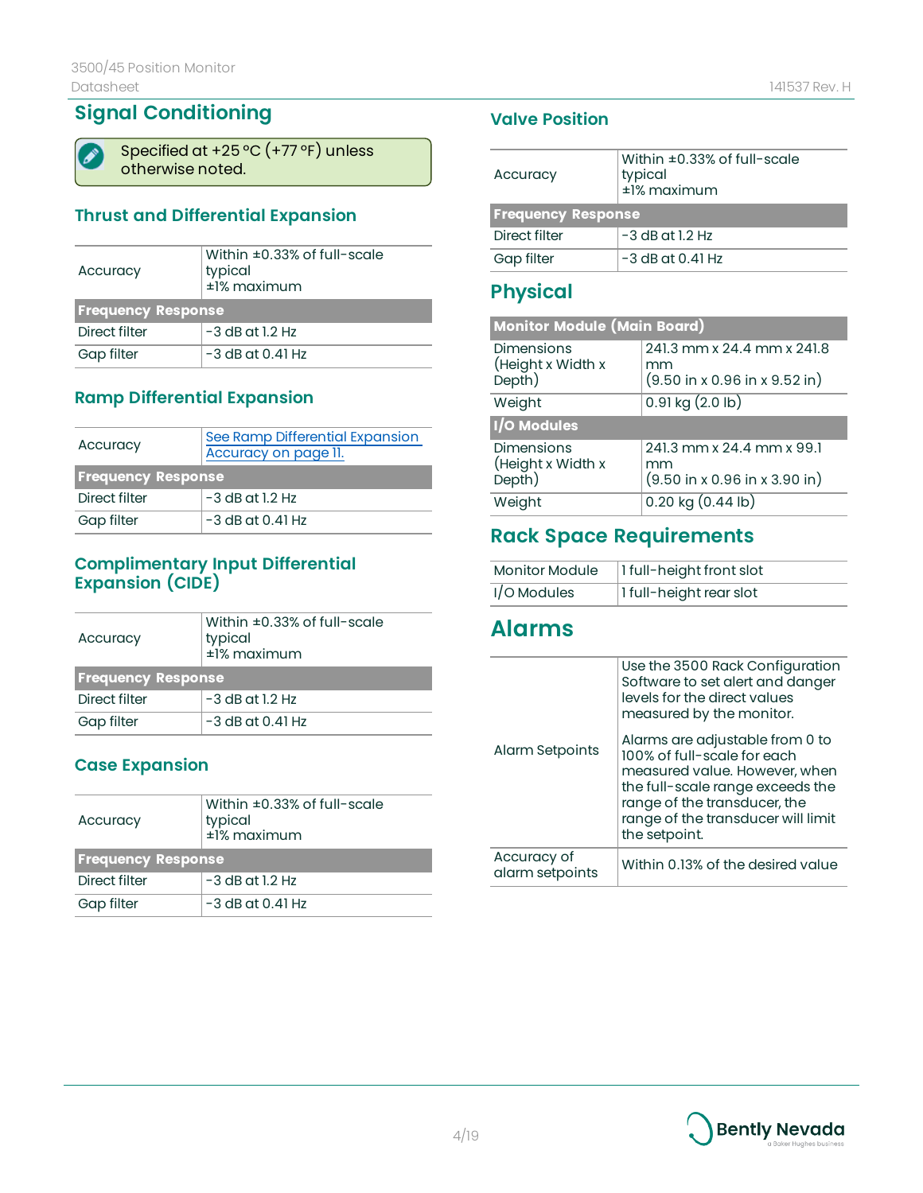## Signal Conditioning

Specified at +25 °C (+77 °F) unless otherwise noted.

### Thrust and Differential Expansion

| | |
|---|---|
| Accuracy | Within ±0.33% of full-scale typical<br>±1% maximum |
| **Frequency Response** | |
| Direct filter | -3 dB at 1.2 Hz |
| Gap filter | -3 dB at 0.41 Hz |

### Ramp Differential Expansion

| | |
|---|---|
| Accuracy | See Ramp Differential Expansion Accuracy on page 11. |
| **Frequency Response** | |
| Direct filter | -3 dB at 1.2 Hz |
| Gap filter | -3 dB at 0.41 Hz |

### Complimentary Input Differential Expansion (CIDE)

| | |
|---|---|
| Accuracy | Within ±0.33% of full-scale typical<br>±1% maximum |
| **Frequency Response** | |
| Direct filter | -3 dB at 1.2 Hz |
| Gap filter | -3 dB at 0.41 Hz |

### Case Expansion

| | |
|---|---|
| Accuracy | Within ±0.33% of full-scale typical<br>±1% maximum |
| **Frequency Response** | |
| Direct filter | -3 dB at 1.2 Hz |
| Gap filter | -3 dB at 0.41 Hz |

### Valve Position

| | |
|---|---|
| Accuracy | Within ±0.33% of full-scale typical<br>±1% maximum |
| **Frequency Response** | |
| Direct filter | -3 dB at 1.2 Hz |
| Gap filter | -3 dB at 0.41 Hz |

## Physical

| | |
|---|---|
| **Monitor Module (Main Board)** | |
| Dimensions (Height x Width x Depth) | 241.3 mm x 24.4 mm x 241.8 mm<br>(9.50 in x 0.96 in x 9.52 in) |
| Weight | 0.91 kg (2.0 lb) |
| **I/O Modules** | |
| Dimensions (Height x Width x Depth) | 241.3 mm x 24.4 mm x 99.1 mm<br>(9.50 in x 0.96 in x 3.90 in) |
| Weight | 0.20 kg (0.44 lb) |

## Rack Space Requirements

| | |
|---|---|
| Monitor Module | 1 full-height front slot |
| I/O Modules | 1 full-height rear slot |

## Alarms

| | |
|---|---|
| Alarm Setpoints | Use the 3500 Rack Configuration Software to set alert and danger levels for the direct values measured by the monitor.<br><br>Alarms are adjustable from 0 to 100% of full-scale for each measured value. However, when the full-scale range exceeds the range of the transducer, the range of the transducer will limit the setpoint. |
| Accuracy of alarm setpoints | Within 0.13% of the desired value |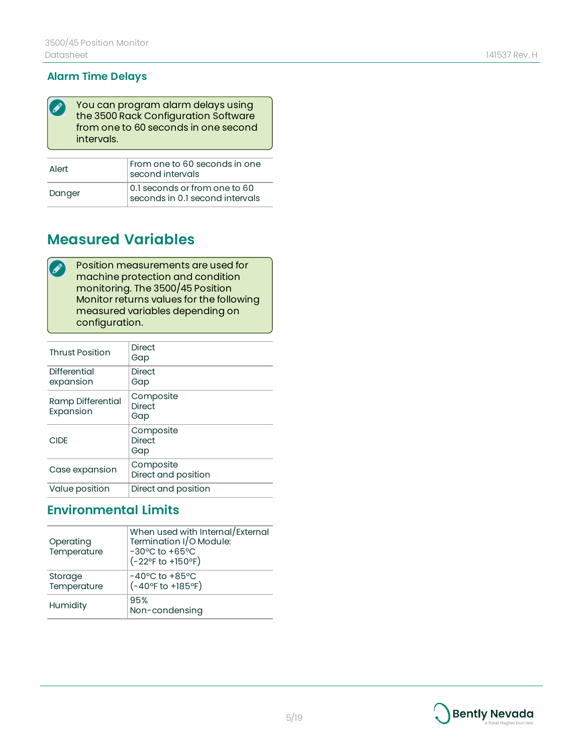### Alarm Time Delays

> You can program alarm delays using the 3500 Rack Configuration Software from one to 60 seconds in one second intervals.

| | |
|---|---|
| Alert | From one to 60 seconds in one second intervals |
| Danger | 0.1 seconds or from one to 60 seconds in 0.1 second intervals |

## Measured Variables

> Position measurements are used for machine protection and condition monitoring. The 3500/45 Position Monitor returns values for the following measured variables depending on configuration.

| | |
|---|---|
| Thrust Position | Direct<br>Gap |
| Differential expansion | Direct<br>Gap |
| Ramp Differential Expansion | Composite<br>Direct<br>Gap |
| CIDE | Composite<br>Direct<br>Gap |
| Case expansion | Composite<br>Direct and position |
| Value position | Direct and position |

### Environmental Limits

| | |
|---|---|
| Operating Temperature | When used with Internal/External Termination I/O Module:<br>-30°C to +65°C<br>(-22°F to +150°F) |
| Storage Temperature | -40°C to +85°C<br>(-40°F to +185°F) |
| Humidity | 95%<br>Non-condensing |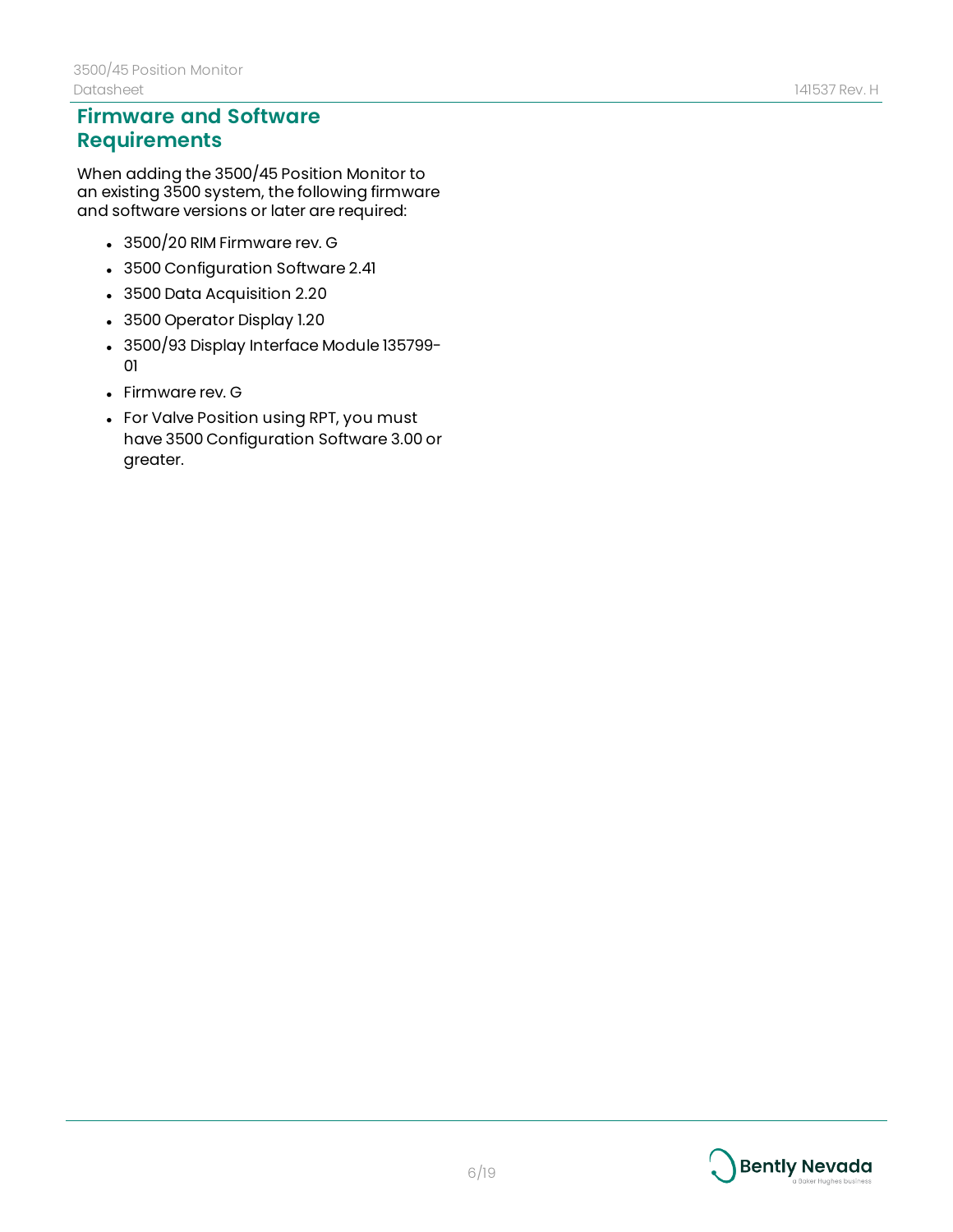## Firmware and Software Requirements

When adding the 3500/45 Position Monitor to an existing 3500 system, the following firmware and software versions or later are required:

- 3500/20 RIM Firmware rev. G
- 3500 Configuration Software 2.41
- 3500 Data Acquisition 2.20
- 3500 Operator Display 1.20
- 3500/93 Display Interface Module 135799-01
- Firmware rev. G
- For Valve Position using RPT, you must have 3500 Configuration Software 3.00 or greater.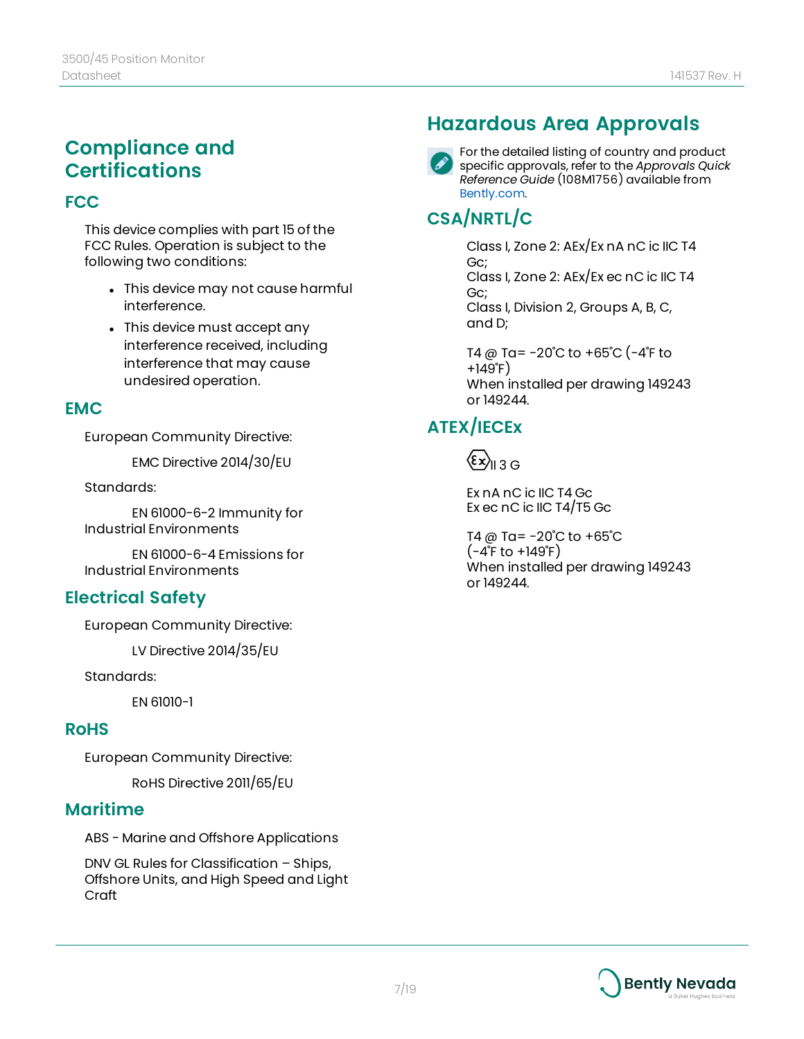# Compliance and Certifications

## FCC

This device complies with part 15 of the FCC Rules. Operation is subject to the following two conditions:

- This device may not cause harmful interference.
- This device must accept any interference received, including interference that may cause undesired operation.

## EMC

European Community Directive:

EMC Directive 2014/30/EU

Standards:

EN 61000-6-2 Immunity for Industrial Environments

EN 61000-6-4 Emissions for Industrial Environments

## Electrical Safety

European Community Directive:

LV Directive 2014/35/EU

Standards:

EN 61010-1

## RoHS

European Community Directive:

RoHS Directive 2011/65/EU

## Maritime

ABS - Marine and Offshore Applications

DNV GL Rules for Classification – Ships, Offshore Units, and High Speed and Light Craft

# Hazardous Area Approvals

For the detailed listing of country and product specific approvals, refer to the *Approvals Quick Reference Guide* (108M1756) available from Bently.com.

## CSA/NRTL/C

Class I, Zone 2: AEx/Ex nA nC ic IIC T4 Gc;
Class I, Zone 2: AEx/Ex ec nC ic IIC T4 Gc;
Class I, Division 2, Groups A, B, C, and D;

T4 @ Ta= -20˚C to +65˚C (-4˚F to +149˚F)
When installed per drawing 149243 or 149244.

## ATEX/IECEx

Ex II 3 G

Ex nA nC ic IIC T4 Gc
Ex ec nC ic IIC T4/T5 Gc

T4 @ Ta= -20˚C to +65˚C (-4˚F to +149˚F)
When installed per drawing 149243 or 149244.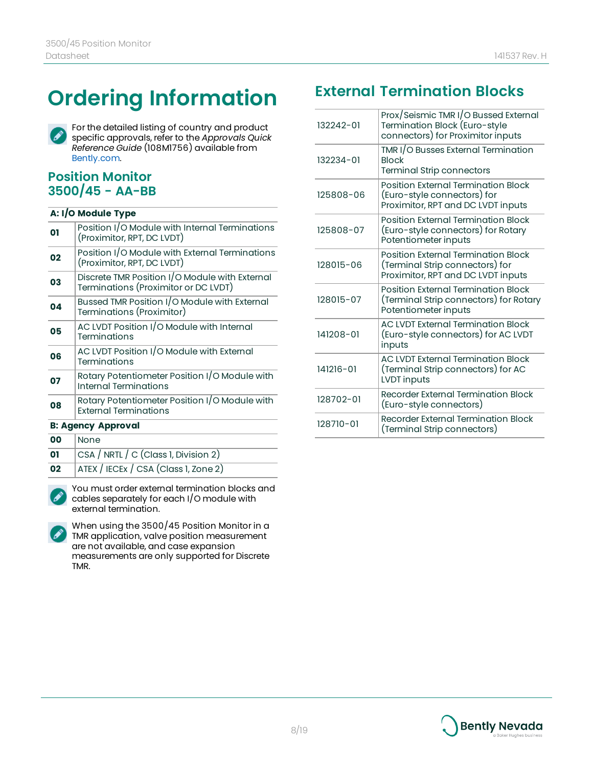# Ordering Information

For the detailed listing of country and product specific approvals, refer to the *Approvals Quick Reference Guide* (108M1756) available from Bently.com.

## Position Monitor 3500/45 - AA-BB

| **A: I/O Module Type** | |
|---|---|
| **01** | Position I/O Module with Internal Terminations (Proximitor, RPT, DC LVDT) |
| **02** | Position I/O Module with External Terminations (Proximitor, RPT, DC LVDT) |
| **03** | Discrete TMR Position I/O Module with External Terminations (Proximitor or DC LVDT) |
| **04** | Bussed TMR Position I/O Module with External Terminations (Proximitor) |
| **05** | AC LVDT Position I/O Module with Internal Terminations |
| **06** | AC LVDT Position I/O Module with External Terminations |
| **07** | Rotary Potentiometer Position I/O Module with Internal Terminations |
| **08** | Rotary Potentiometer Position I/O Module with External Terminations |
| **B: Agency Approval** | |
| **00** | None |
| **01** | CSA / NRTL / C (Class 1, Division 2) |
| **02** | ATEX / IECEx / CSA (Class 1, Zone 2) |

You must order external termination blocks and cables separately for each I/O module with external termination.

When using the 3500/45 Position Monitor in a TMR application, valve position measurement are not available, and case expansion measurements are only supported for Discrete TMR.

# External Termination Blocks

| | |
|---|---|
| 132242-01 | Prox/Seismic TMR I/O Bussed External Termination Block (Euro-style connectors) for Proximitor inputs |
| 132234-01 | TMR I/O Busses External Termination Block<br>Terminal Strip connectors |
| 125808-06 | Position External Termination Block (Euro-style connectors) for Proximitor, RPT and DC LVDT inputs |
| 125808-07 | Position External Termination Block (Euro-style connectors) for Rotary Potentiometer inputs |
| 128015-06 | Position External Termination Block (Terminal Strip connectors) for Proximitor, RPT and DC LVDT inputs |
| 128015-07 | Position External Termination Block (Terminal Strip connectors) for Rotary Potentiometer inputs |
| 141208-01 | AC LVDT External Termination Block (Euro-style connectors) for AC LVDT inputs |
| 141216-01 | AC LVDT External Termination Block (Terminal Strip connectors) for AC LVDT inputs |
| 128702-01 | Recorder External Termination Block (Euro-style connectors) |
| 128710-01 | Recorder External Termination Block (Terminal Strip connectors) |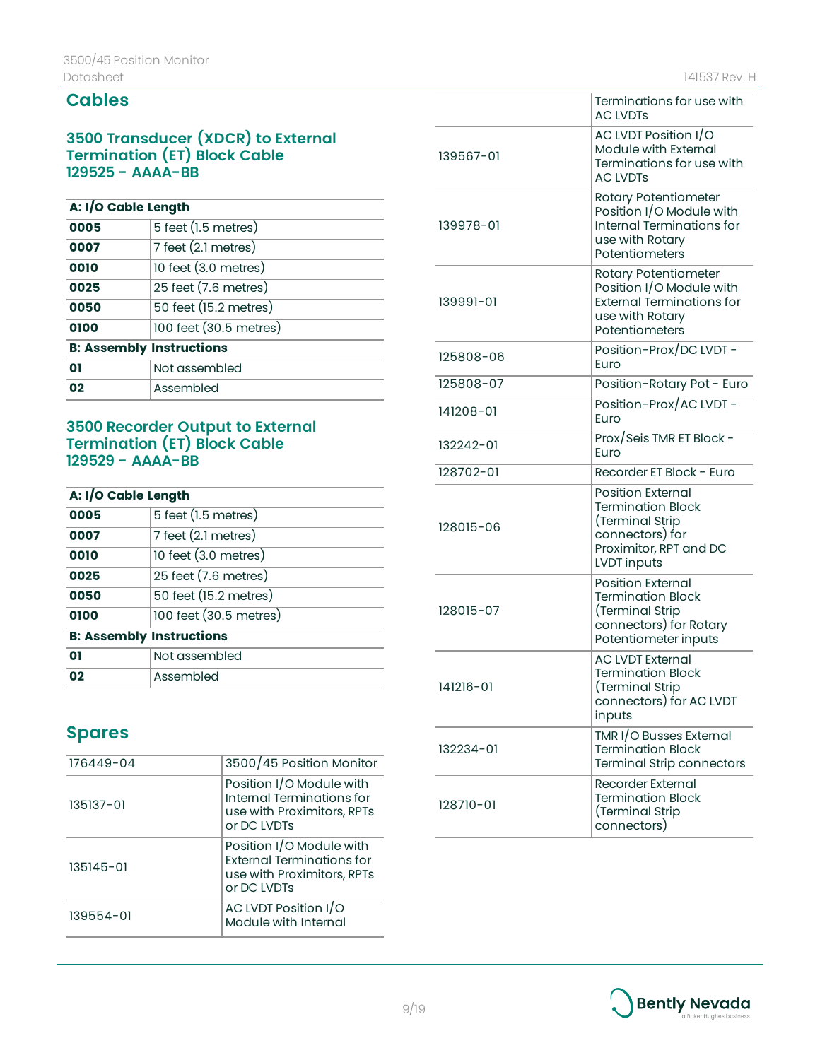## Cables

### 3500 Transducer (XDCR) to External Termination (ET) Block Cable 129525 - AAAA-BB

| **A: I/O Cable Length** | |
|---|---|
| **0005** | 5 feet (1.5 metres) |
| **0007** | 7 feet (2.1 metres) |
| **0010** | 10 feet (3.0 metres) |
| **0025** | 25 feet (7.6 metres) |
| **0050** | 50 feet (15.2 metres) |
| **0100** | 100 feet (30.5 metres) |
| **B: Assembly Instructions** | |
| **01** | Not assembled |
| **02** | Assembled |

### 3500 Recorder Output to External Termination (ET) Block Cable 129529 - AAAA-BB

| **A: I/O Cable Length** | |
|---|---|
| **0005** | 5 feet (1.5 metres) |
| **0007** | 7 feet (2.1 metres) |
| **0010** | 10 feet (3.0 metres) |
| **0025** | 25 feet (7.6 metres) |
| **0050** | 50 feet (15.2 metres) |
| **0100** | 100 feet (30.5 metres) |
| **B: Assembly Instructions** | |
| **01** | Not assembled |
| **02** | Assembled |

## Spares

| | |
|---|---|
| 176449-04 | 3500/45 Position Monitor |
| 135137-01 | Position I/O Module with Internal Terminations for use with Proximitors, RPTs or DC LVDTs |
| 135145-01 | Position I/O Module with External Terminations for use with Proximitors, RPTs or DC LVDTs |
| 139554-01 | AC LVDT Position I/O Module with Internal Terminations for use with AC LVDTs |
| 139567-01 | AC LVDT Position I/O Module with External Terminations for use with AC LVDTs |
| 139978-01 | Rotary Potentiometer Position I/O Module with Internal Terminations for use with Rotary Potentiometers |
| 139991-01 | Rotary Potentiometer Position I/O Module with External Terminations for use with Rotary Potentiometers |
| 125808-06 | Position-Prox/DC LVDT - Euro |
| 125808-07 | Position-Rotary Pot - Euro |
| 141208-01 | Position-Prox/AC LVDT - Euro |
| 132242-01 | Prox/Seis TMR ET Block - Euro |
| 128702-01 | Recorder ET Block - Euro |
| 128015-06 | Position External Termination Block (Terminal Strip connectors) for Proximitor, RPT and DC LVDT inputs |
| 128015-07 | Position External Termination Block (Terminal Strip connectors) for Rotary Potentiometer inputs |
| 141216-01 | AC LVDT External Termination Block (Terminal Strip connectors) for AC LVDT inputs |
| 132234-01 | TMR I/O Busses External Termination Block Terminal Strip connectors |
| 128710-01 | Recorder External Termination Block (Terminal Strip connectors) |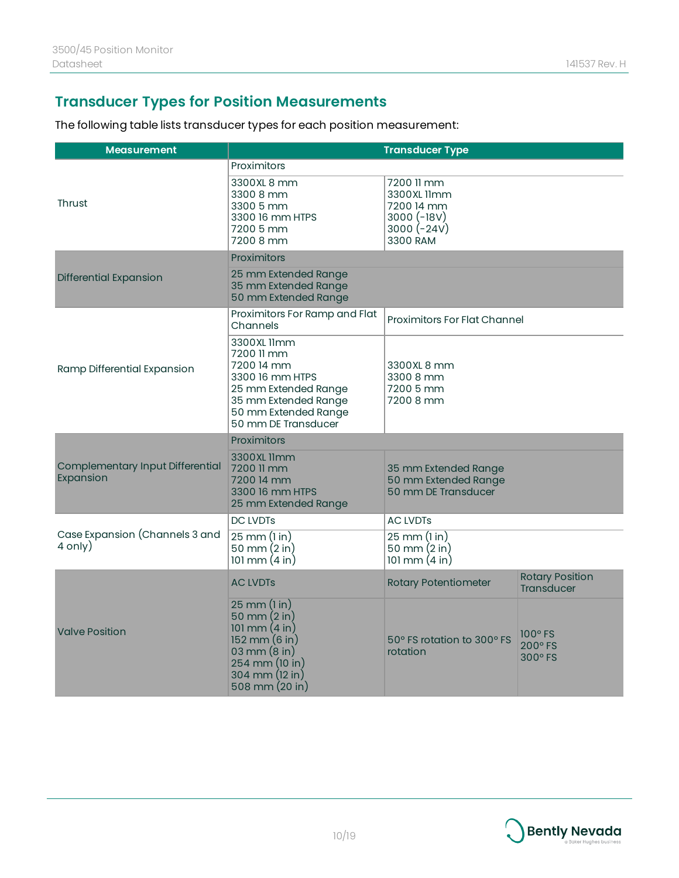## Transducer Types for Position Measurements

The following table lists transducer types for each position measurement:

| Measurement | Transducer Type | | |
|---|---|---|---|
| Thrust | Proximitors | | |
| | 3300XL 8 mm<br>3300 8 mm<br>3300 5 mm<br>3300 16 mm HTPS<br>7200 5 mm<br>7200 8 mm | 7200 11 mm<br>3300XL 11mm<br>7200 14 mm<br>3000 (-18V)<br>3000 (-24V)<br>3300 RAM | |
| Differential Expansion | Proximitors | | |
| | 25 mm Extended Range<br>35 mm Extended Range<br>50 mm Extended Range | | |
| Ramp Differential Expansion | Proximitors For Ramp and Flat Channels | Proximitors For Flat Channel | |
| | 3300XL 11mm<br>7200 11 mm<br>7200 14 mm<br>3300 16 mm HTPS<br>25 mm Extended Range<br>35 mm Extended Range<br>50 mm Extended Range<br>50 mm DE Transducer | 3300XL 8 mm<br>3300 8 mm<br>7200 5 mm<br>7200 8 mm | |
| Complementary Input Differential Expansion | Proximitors | | |
| | 3300XL 11mm<br>7200 11 mm<br>7200 14 mm<br>3300 16 mm HTPS<br>25 mm Extended Range | 35 mm Extended Range<br>50 mm Extended Range<br>50 mm DE Transducer | |
| Case Expansion (Channels 3 and 4 only) | DC LVDTs | AC LVDTs | |
| | 25 mm (1 in)<br>50 mm (2 in)<br>101 mm (4 in) | 25 mm (1 in)<br>50 mm (2 in)<br>101 mm (4 in) | |
| Valve Position | AC LVDTs | Rotary Potentiometer | Rotary Position Transducer |
| | 25 mm (1 in)<br>50 mm (2 in)<br>101 mm (4 in)<br>152 mm (6 in)<br>03 mm (8 in)<br>254 mm (10 in)<br>304 mm (12 in)<br>508 mm (20 in) | 50° FS rotation to 300° FS rotation | 100° FS<br>200° FS<br>300° FS |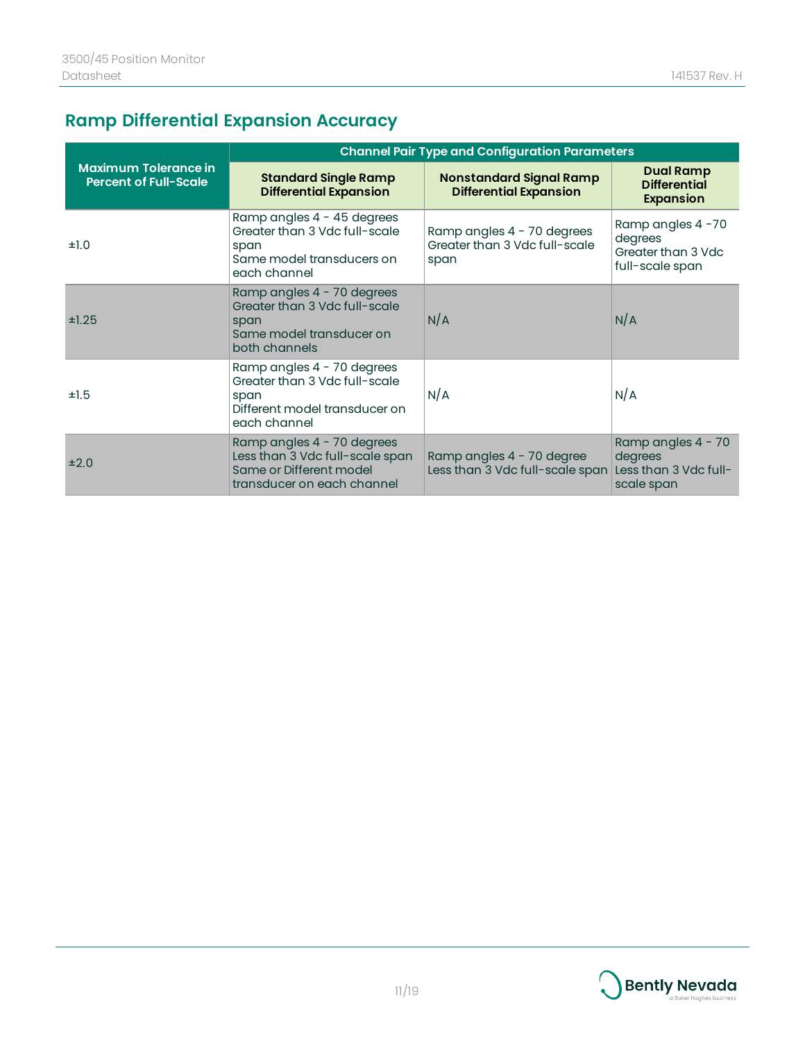## Ramp Differential Expansion Accuracy

| Maximum Tolerance in Percent of Full-Scale | Channel Pair Type and Configuration Parameters | | |
|---|---|---|---|
| | **Standard Single Ramp Differential Expansion** | **Nonstandard Signal Ramp Differential Expansion** | **Dual Ramp Differential Expansion** |
| ±1.0 | Ramp angles 4 - 45 degrees<br>Greater than 3 Vdc full-scale span<br>Same model transducers on each channel | Ramp angles 4 - 70 degrees<br>Greater than 3 Vdc full-scale span | Ramp angles 4 -70 degrees<br>Greater than 3 Vdc full-scale span |
| ±1.25 | Ramp angles 4 - 70 degrees<br>Greater than 3 Vdc full-scale span<br>Same model transducer on both channels | N/A | N/A |
| ±1.5 | Ramp angles 4 - 70 degrees<br>Greater than 3 Vdc full-scale span<br>Different model transducer on each channel | N/A | N/A |
| ±2.0 | Ramp angles 4 - 70 degrees<br>Less than 3 Vdc full-scale span<br>Same or Different model transducer on each channel | Ramp angles 4 - 70 degree<br>Less than 3 Vdc full-scale span | Ramp angles 4 - 70 degrees<br>Less than 3 Vdc full-scale span |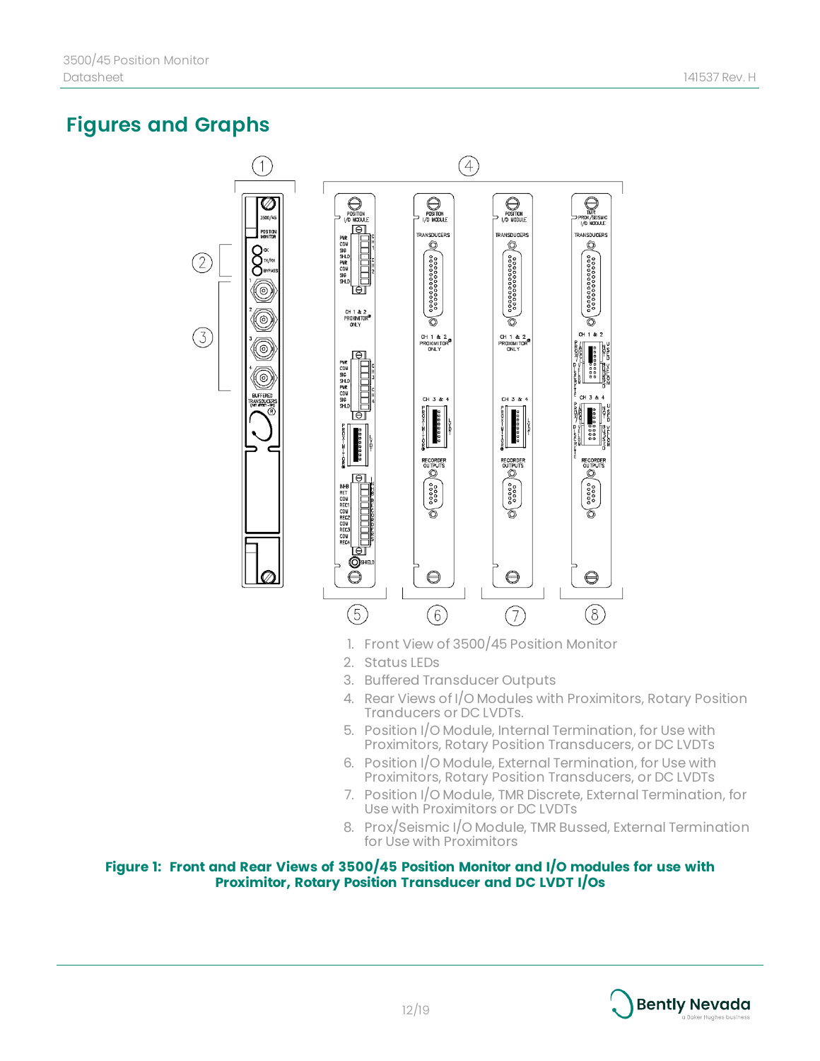## Figures and Graphs

1. Front View of 3500/45 Position Monitor
2. Status LEDs
3. Buffered Transducer Outputs
4. Rear Views of I/O Modules with Proximitors, Rotary Position Tranducers or DC LVDTs.
5. Position I/O Module, Internal Termination, for Use with Proximitors, Rotary Position Transducers, or DC LVDTs
6. Position I/O Module, External Termination, for Use with Proximitors, Rotary Position Transducers, or DC LVDTs
7. Position I/O Module, TMR Discrete, External Termination, for Use with Proximitors or DC LVDTs
8. Prox/Seismic I/O Module, TMR Bussed, External Termination for Use with Proximitors

**Figure 1: Front and Rear Views of 3500/45 Position Monitor and I/O modules for use with Proximitor, Rotary Position Transducer and DC LVDT I/Os**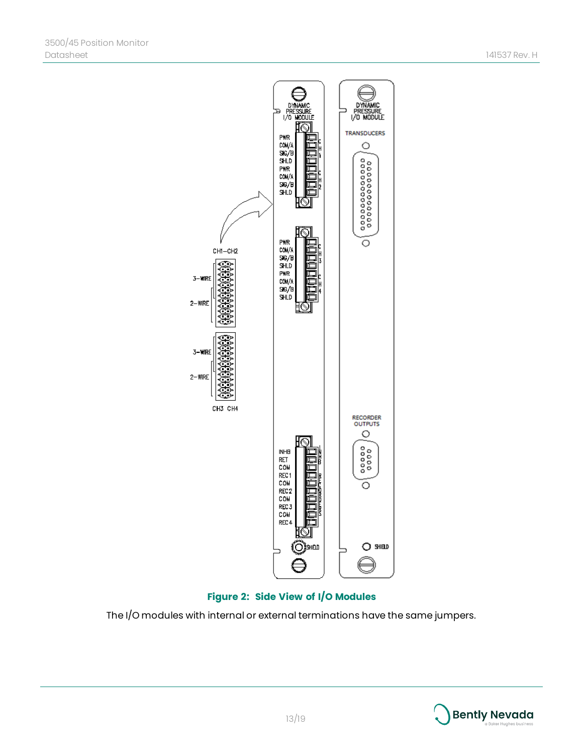**Figure 2: Side View of I/O Modules**

The I/O modules with internal or external terminations have the same jumpers.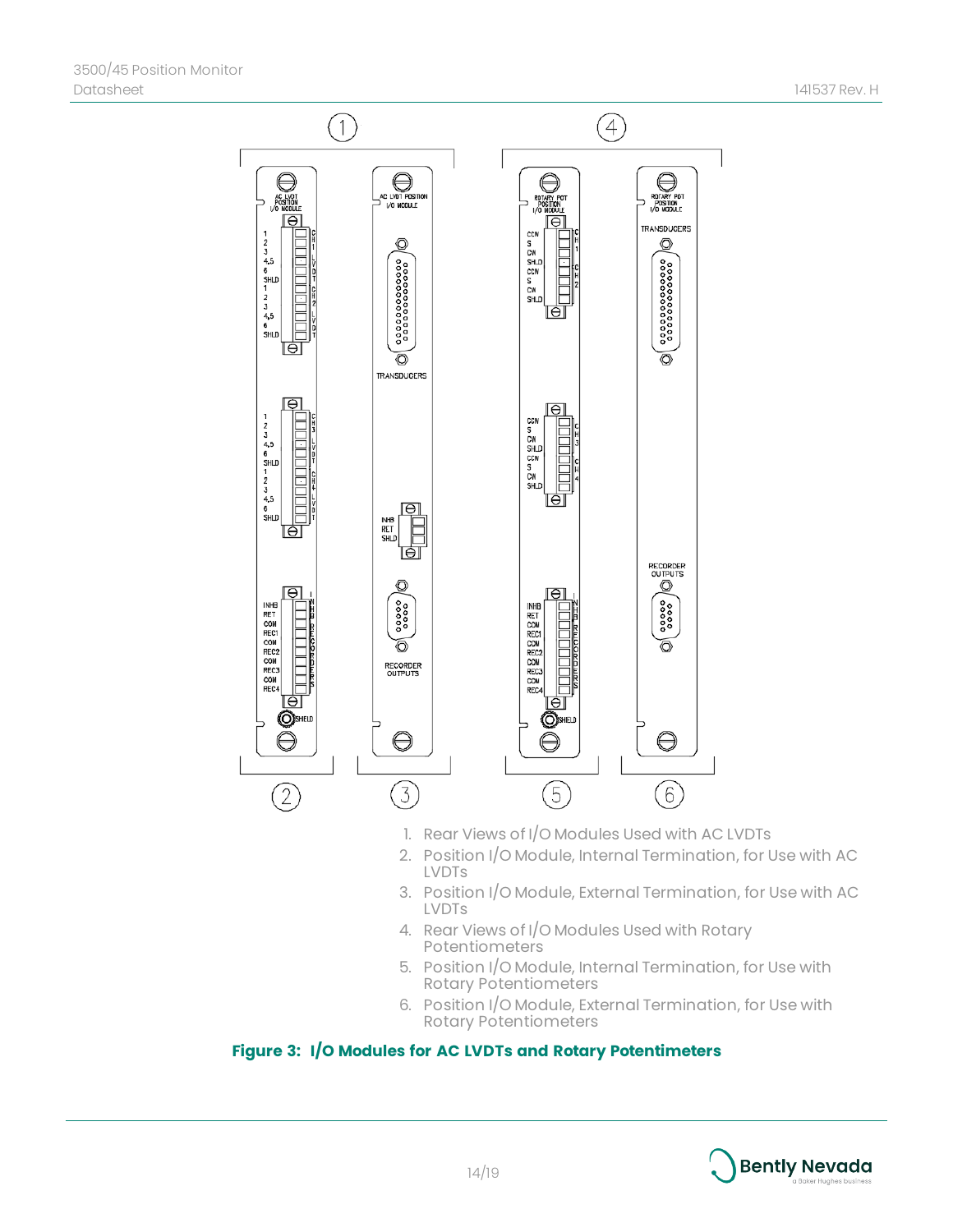1. Rear Views of I/O Modules Used with AC LVDTs
2. Position I/O Module, Internal Termination, for Use with AC LVDTs
3. Position I/O Module, External Termination, for Use with AC LVDTs
4. Rear Views of I/O Modules Used with Rotary Potentiometers
5. Position I/O Module, Internal Termination, for Use with Rotary Potentiometers
6. Position I/O Module, External Termination, for Use with Rotary Potentiometers

**Figure 3: I/O Modules for AC LVDTs and Rotary Potentimeters**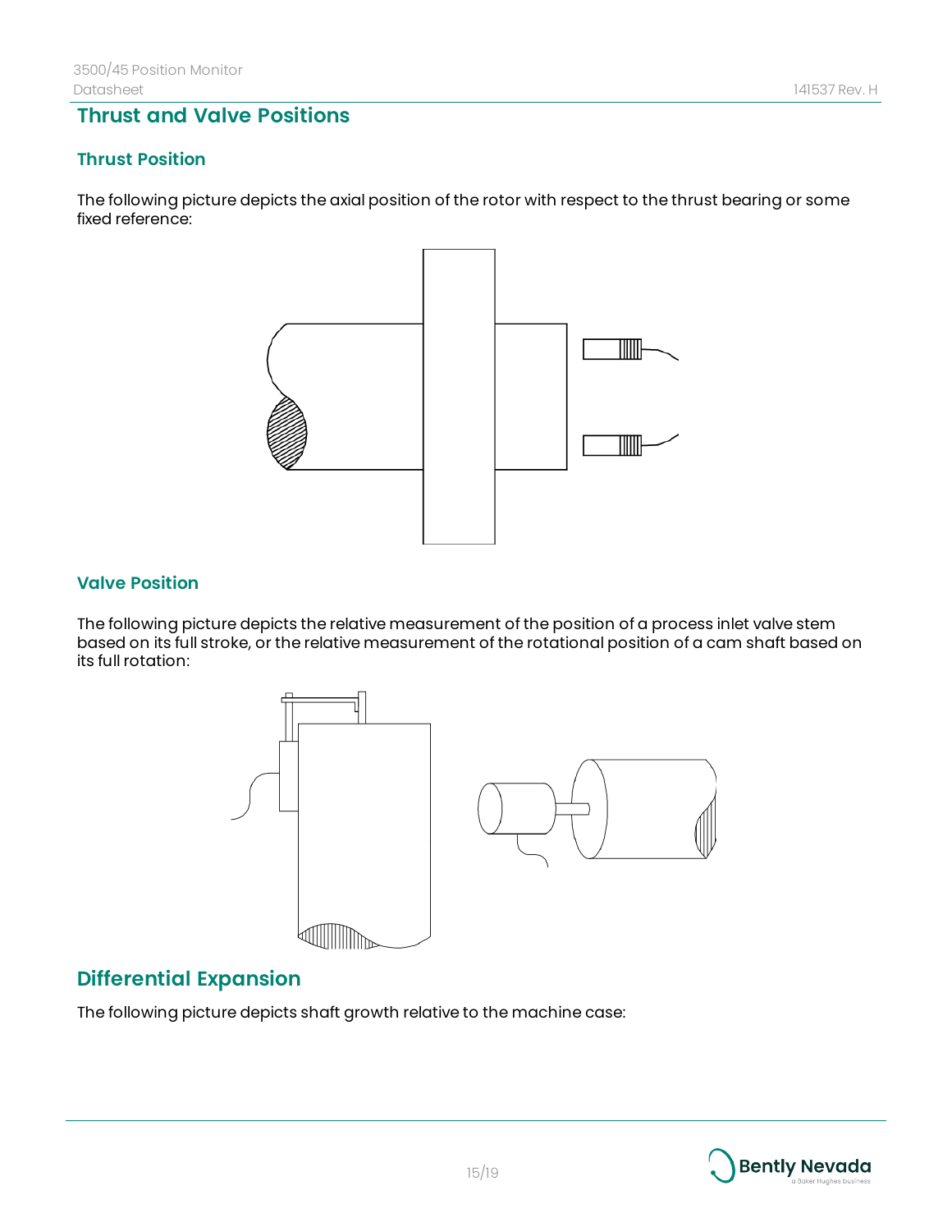# Thrust and Valve Positions

## Thrust Position

The following picture depicts the axial position of the rotor with respect to the thrust bearing or some fixed reference:

## Valve Position

The following picture depicts the relative measurement of the position of a process inlet valve stem based on its full stroke, or the relative measurement of the rotational position of a cam shaft based on its full rotation:

# Differential Expansion

The following picture depicts shaft growth relative to the machine case: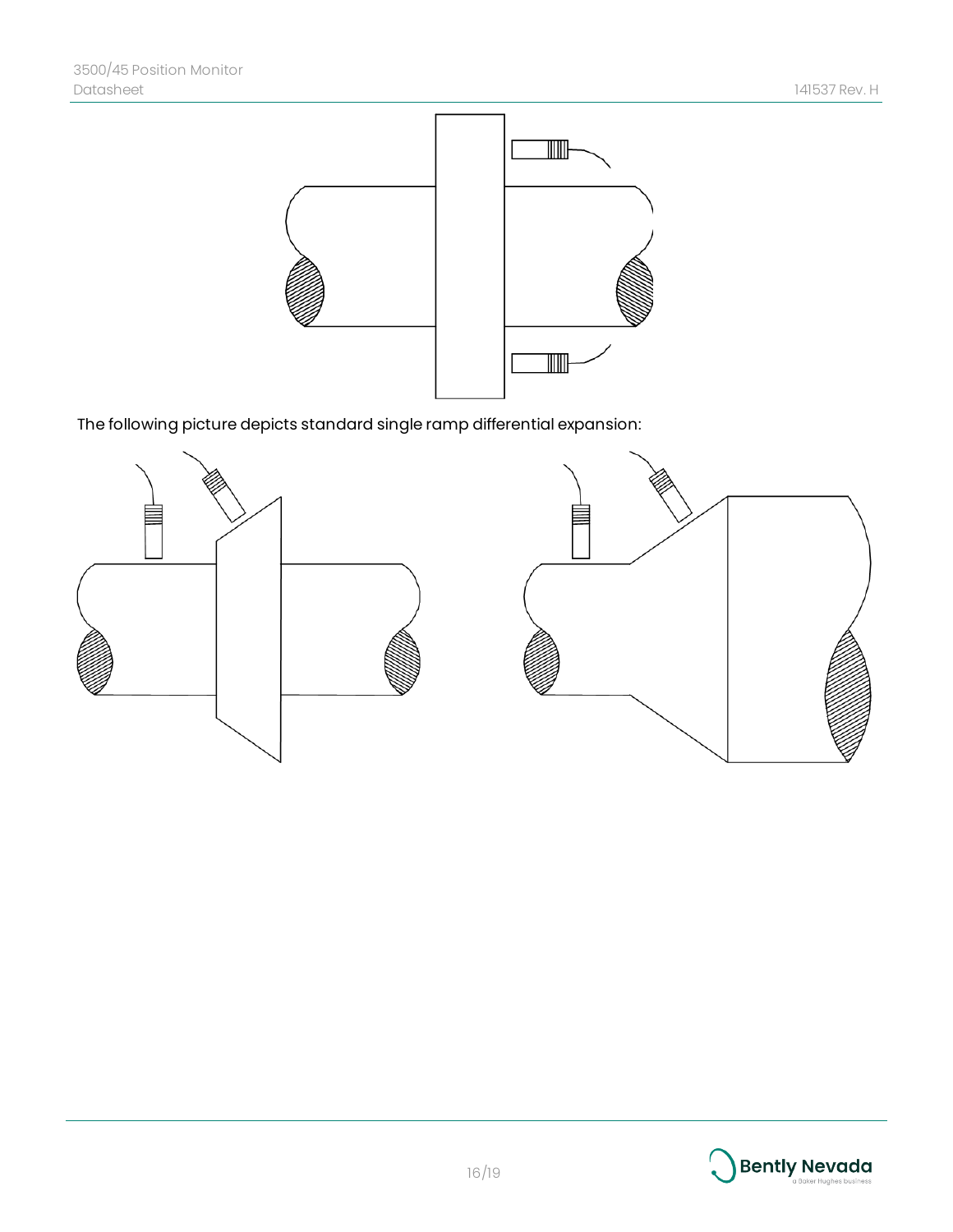The following picture depicts standard single ramp differential expansion: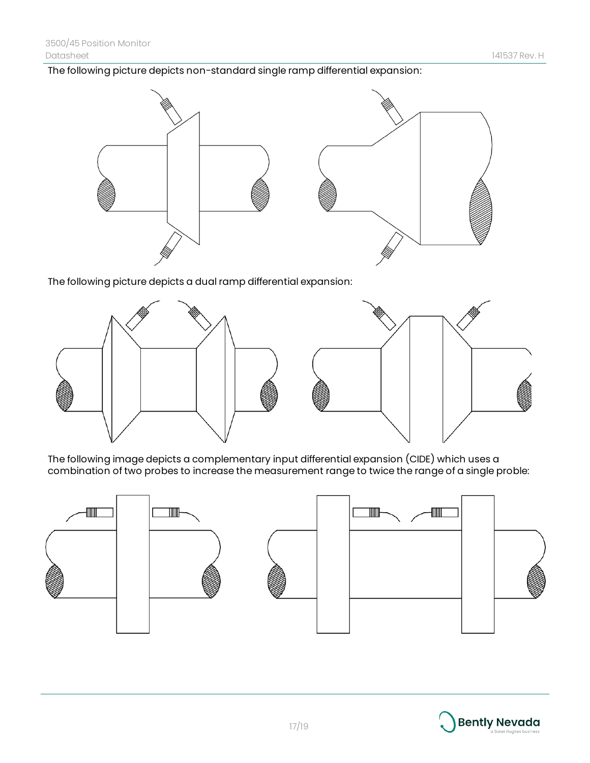The following picture depicts non-standard single ramp differential expansion:

The following picture depicts a dual ramp differential expansion:

The following image depicts a complementary input differential expansion (CIDE) which uses a combination of two probes to increase the measurement range to twice the range of a single proble: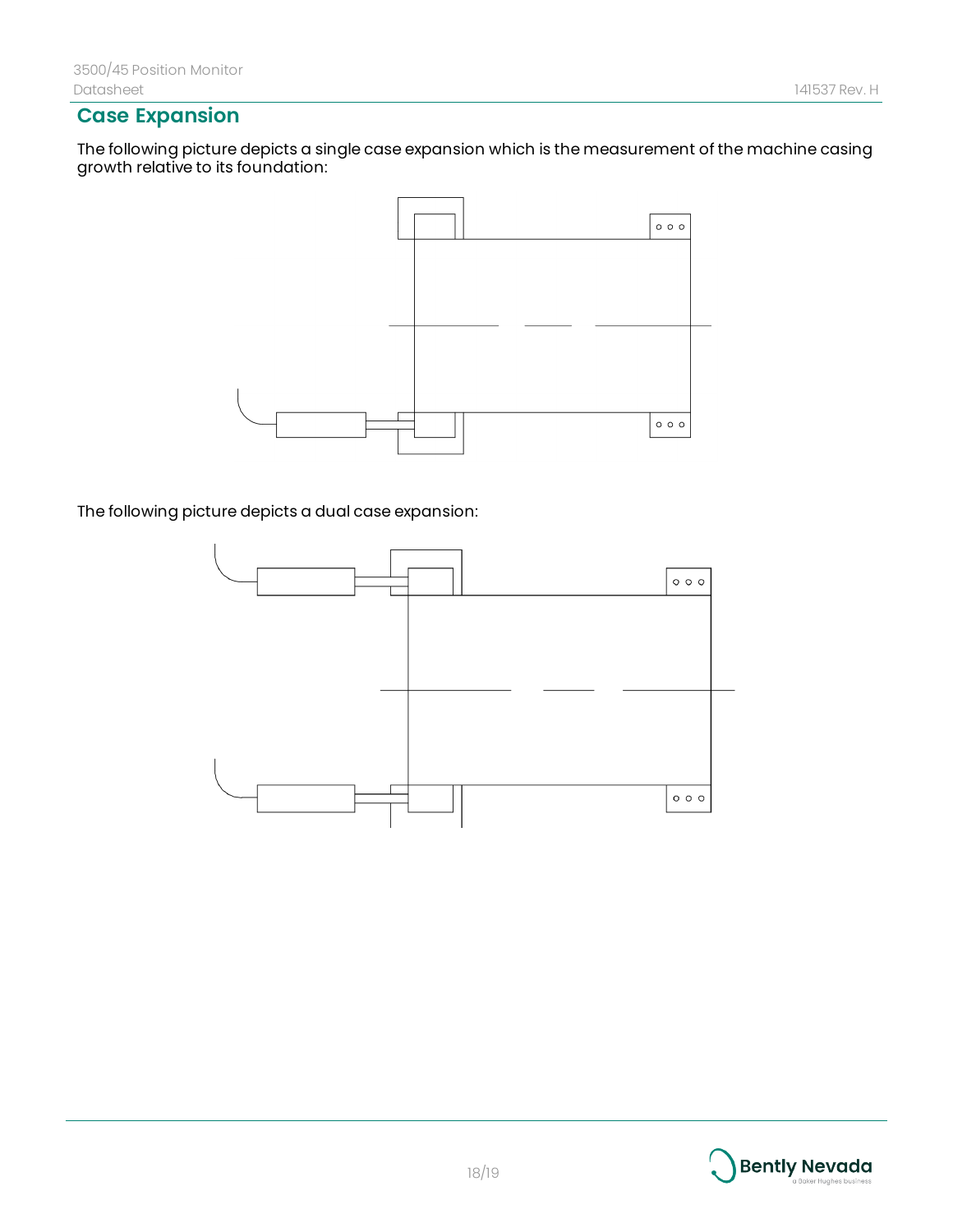## Case Expansion

The following picture depicts a single case expansion which is the measurement of the machine casing growth relative to its foundation:

The following picture depicts a dual case expansion: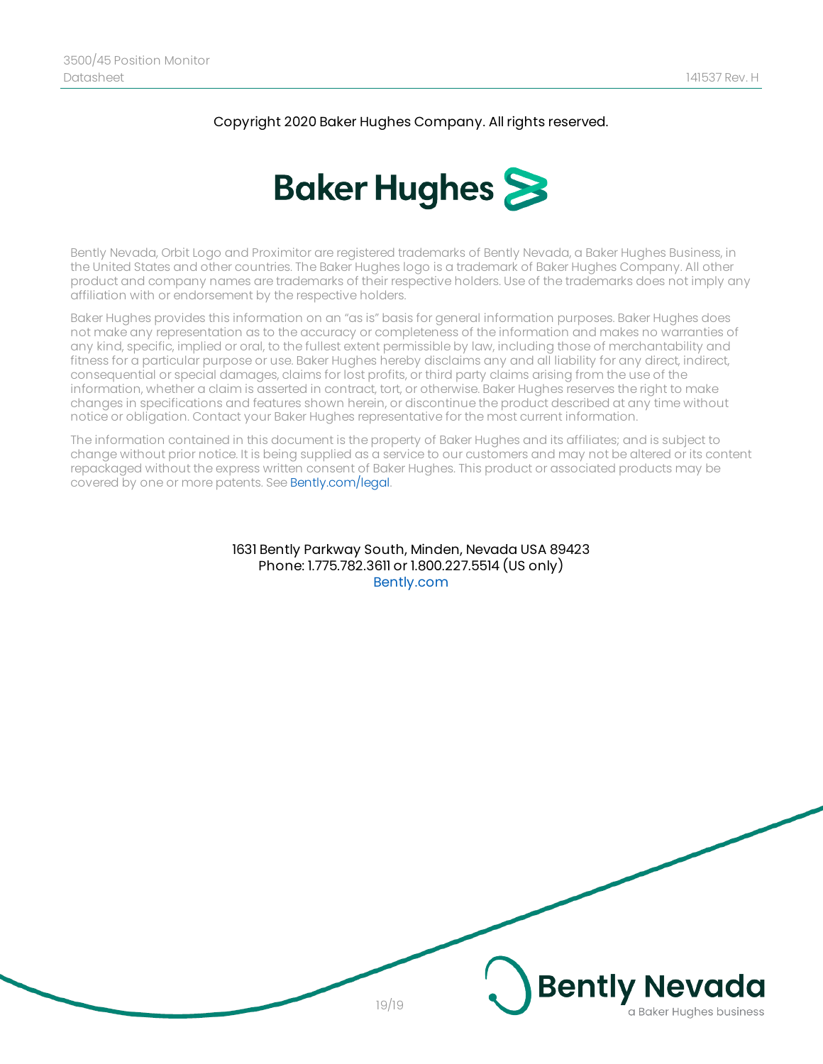Copyright 2020 Baker Hughes Company. All rights reserved.

Bently Nevada, Orbit Logo and Proximitor are registered trademarks of Bently Nevada, a Baker Hughes Business, in the United States and other countries. The Baker Hughes logo is a trademark of Baker Hughes Company. All other product and company names are trademarks of their respective holders. Use of the trademarks does not imply any affiliation with or endorsement by the respective holders.

Baker Hughes provides this information on an "as is" basis for general information purposes. Baker Hughes does not make any representation as to the accuracy or completeness of the information and makes no warranties of any kind, specific, implied or oral, to the fullest extent permissible by law, including those of merchantability and fitness for a particular purpose or use. Baker Hughes hereby disclaims any and all liability for any direct, indirect, consequential or special damages, claims for lost profits, or third party claims arising from the use of the information, whether a claim is asserted in contract, tort, or otherwise. Baker Hughes reserves the right to make changes in specifications and features shown herein, or discontinue the product described at any time without notice or obligation. Contact your Baker Hughes representative for the most current information.

The information contained in this document is the property of Baker Hughes and its affiliates; and is subject to change without prior notice. It is being supplied as a service to our customers and may not be altered or its content repackaged without the express written consent of Baker Hughes. This product or associated products may be covered by one or more patents. See Bently.com/legal.

1631 Bently Parkway South, Minden, Nevada USA 89423
Phone: 1.775.782.3611 or 1.800.227.5514 (US only)
Bently.com